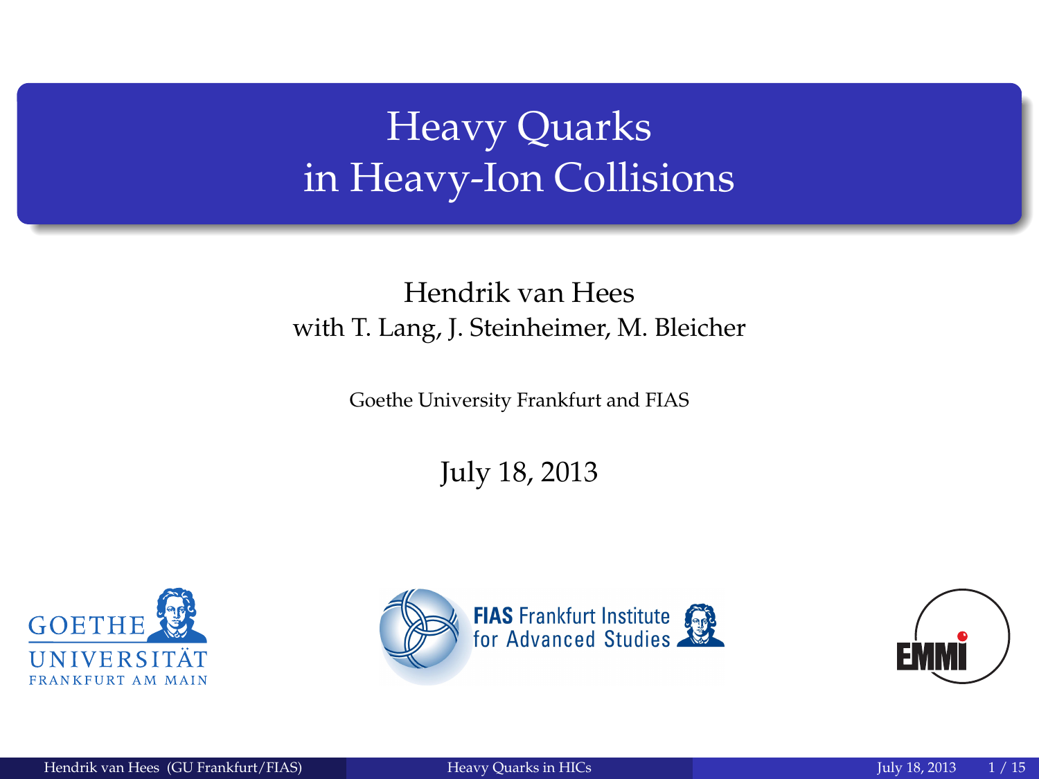# Heavy Quarks in Heavy-Ion Collisions

Hendrik van Hees
with T. Lang, J. Steinheimer, M. Bleicher

Goethe University Frankfurt and FIAS

July 18, 2013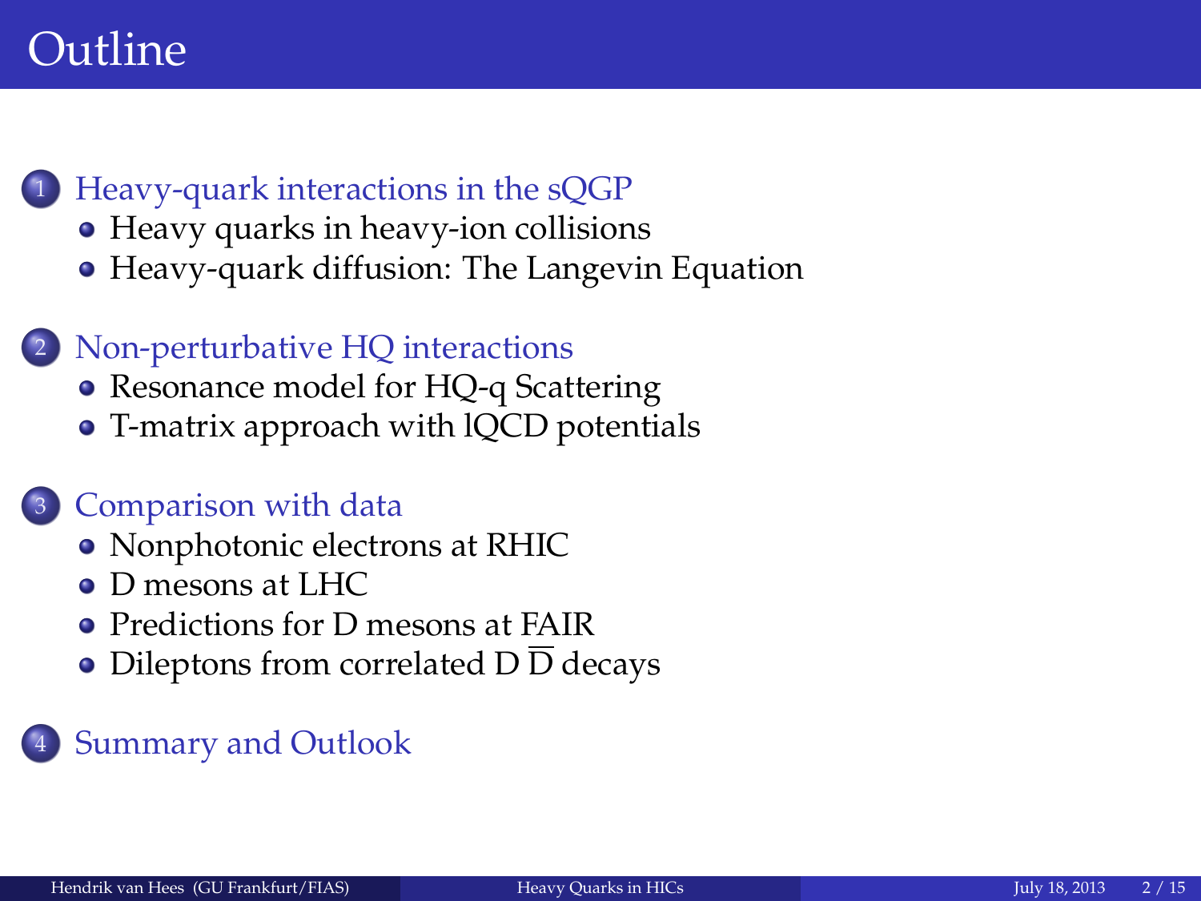# Outline

1. Heavy-quark interactions in the sQGP
   - Heavy quarks in heavy-ion collisions
   - Heavy-quark diffusion: The Langevin Equation
2. Non-perturbative HQ interactions
   - Resonance model for HQ-q Scattering
   - T-matrix approach with lQCD potentials
3. Comparison with data
   - Nonphotonic electrons at RHIC
   - D mesons at LHC
   - Predictions for D mesons at FAIR
   - Dileptons from correlated D $\overline{\text{D}}$ decays
4. Summary and Outlook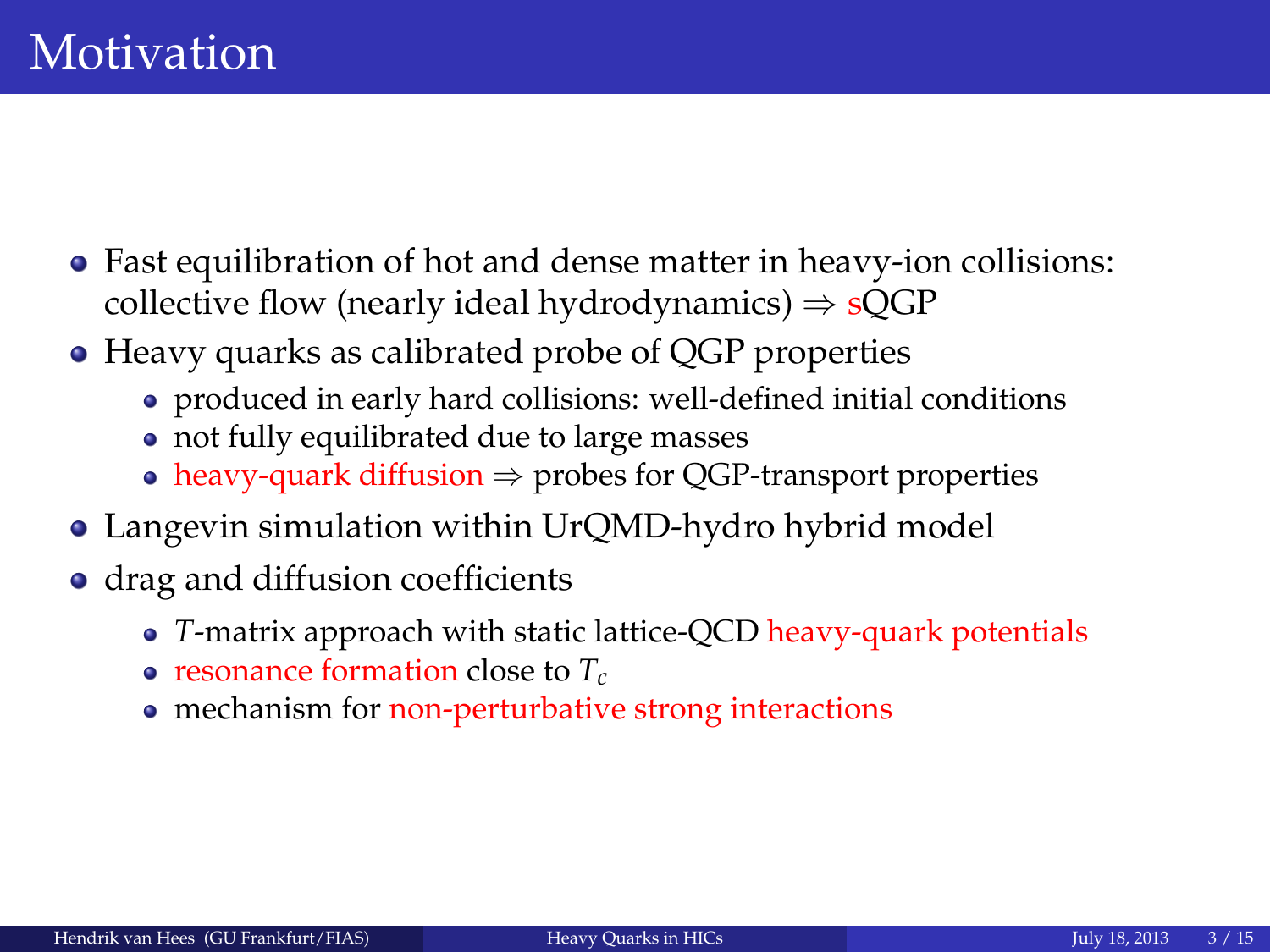# Motivation

- Fast equilibration of hot and dense matter in heavy-ion collisions: collective flow (nearly ideal hydrodynamics) ⇒ sQGP
- Heavy quarks as calibrated probe of QGP properties
  - produced in early hard collisions: well-defined initial conditions
  - not fully equilibrated due to large masses
  - heavy-quark diffusion ⇒ probes for QGP-transport properties
- Langevin simulation within UrQMD-hydro hybrid model
- drag and diffusion coefficients
  - $T$-matrix approach with static lattice-QCD heavy-quark potentials
  - resonance formation close to $T_c$
  - mechanism for non-perturbative strong interactions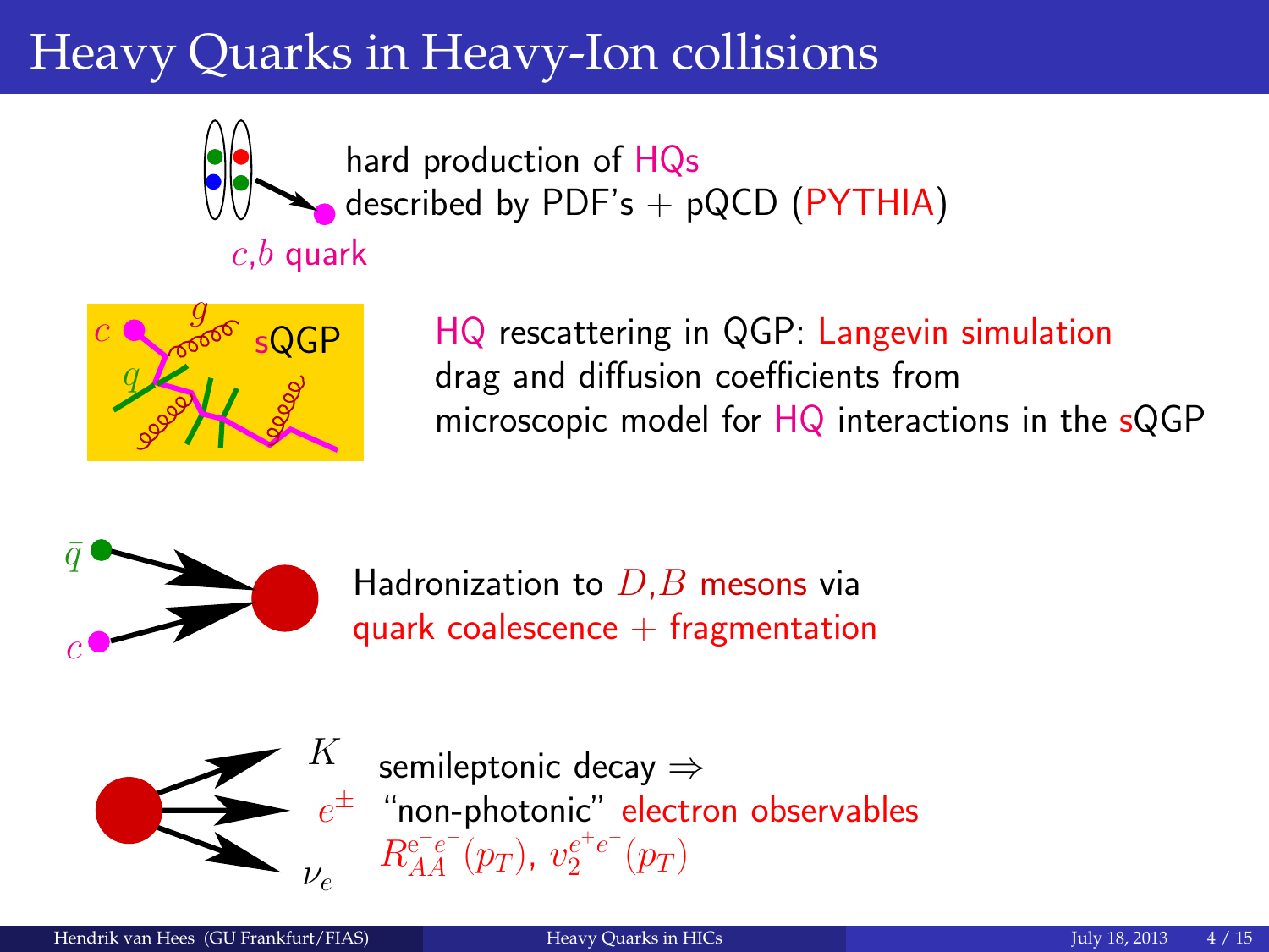# Heavy Quarks in Heavy-Ion collisions

$c$,$b$ quark

hard production of HQs
described by PDF's + pQCD (PYTHIA)

$c$ $g$ $q$ sQGP

HQ rescattering in QGP: Langevin simulation
drag and diffusion coefficients from
microscopic model for HQ interactions in the sQGP

$\bar{q}$ $c$

Hadronization to $D$,$B$ mesons via
quark coalescence + fragmentation

$K$ $e^{\pm}$ $\nu_e$

semileptonic decay ⇒
"non-photonic" electron observables
$R_{AA}^{e^+e^-}(p_T)$, $v_2^{e^+e^-}(p_T)$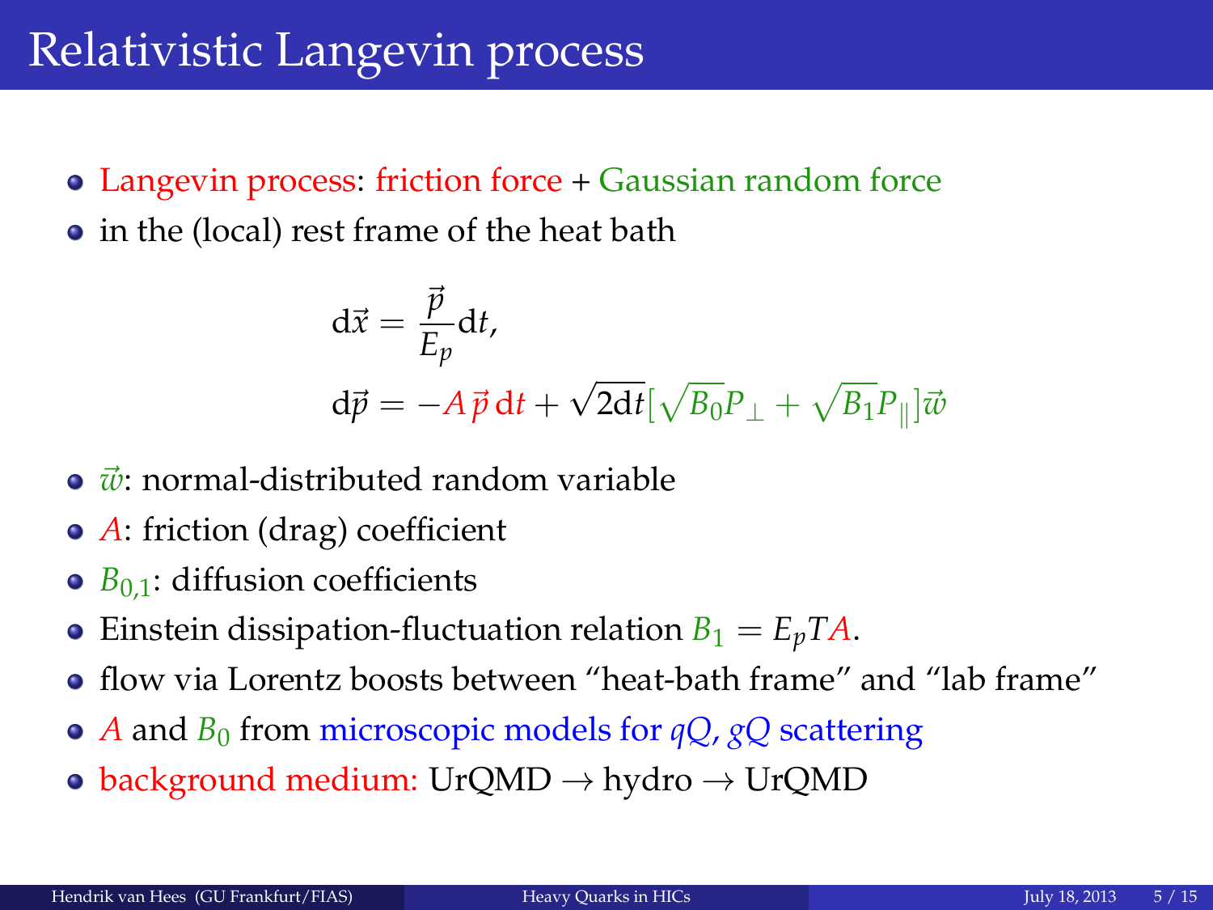# Relativistic Langevin process

- Langevin process: friction force + Gaussian random force
- in the (local) rest frame of the heat bath

$$\mathrm{d}\vec{x} = \frac{\vec{p}}{E_p}\mathrm{d}t,$$

$$\mathrm{d}\vec{p} = -A\,\vec{p}\,\mathrm{d}t + \sqrt{2\mathrm{d}t}[\sqrt{B_0}P_\perp + \sqrt{B_1}P_\parallel]\vec{w}$$

- $\vec{w}$: normal-distributed random variable
- $A$: friction (drag) coefficient
- $B_{0,1}$: diffusion coefficients
- Einstein dissipation-fluctuation relation $B_1 = E_p T A$.
- flow via Lorentz boosts between "heat-bath frame" and "lab frame"
- $A$ and $B_0$ from microscopic models for $qQ$, $gQ$ scattering
- background medium: UrQMD → hydro → UrQMD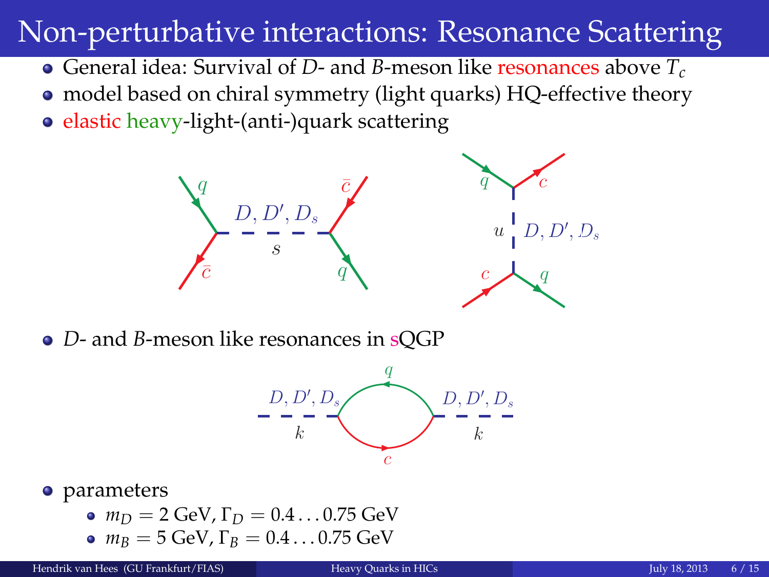# Non-perturbative interactions: Resonance Scattering

- General idea: Survival of *D*- and *B*-meson like resonances above $T_c$
- model based on chiral symmetry (light quarks) HQ-effective theory
- elastic heavy-light-(anti-)quark scattering
- *D*- and *B*-meson like resonances in sQGP
- parameters
  - $m_D = 2$ GeV, $\Gamma_D = 0.4 \ldots 0.75$ GeV
  - $m_B = 5$ GeV, $\Gamma_B = 0.4 \ldots 0.75$ GeV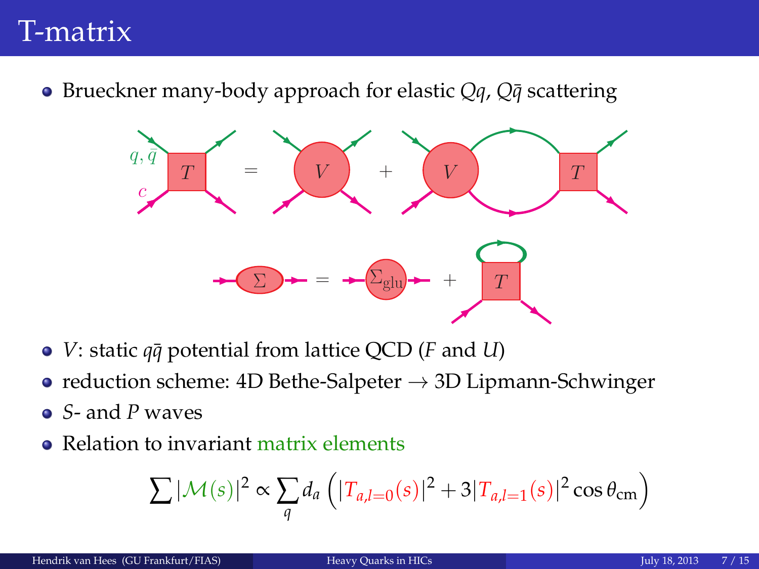# T-matrix

- Brueckner many-body approach for elastic $Qq$, $Q\bar{q}$ scattering

- $V$: static $q\bar{q}$ potential from lattice QCD ($F$ and $U$)
- reduction scheme: 4D Bethe-Salpeter → 3D Lipmann-Schwinger
- $S$- and $P$ waves
- Relation to invariant matrix elements

$$\sum |\mathcal{M}(s)|^2 \propto \sum_q d_a \left( |T_{a,l=0}(s)|^2 + 3|T_{a,l=1}(s)|^2 \cos\theta_{\text{cm}} \right)$$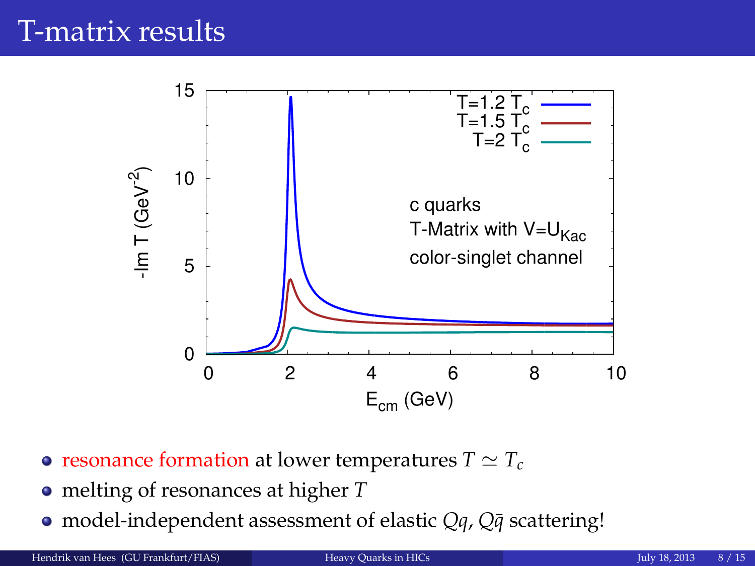# T-matrix results

- resonance formation at lower temperatures $T \simeq T_c$
- melting of resonances at higher $T$
- model-independent assessment of elastic $Qq$, $Q\bar{q}$ scattering!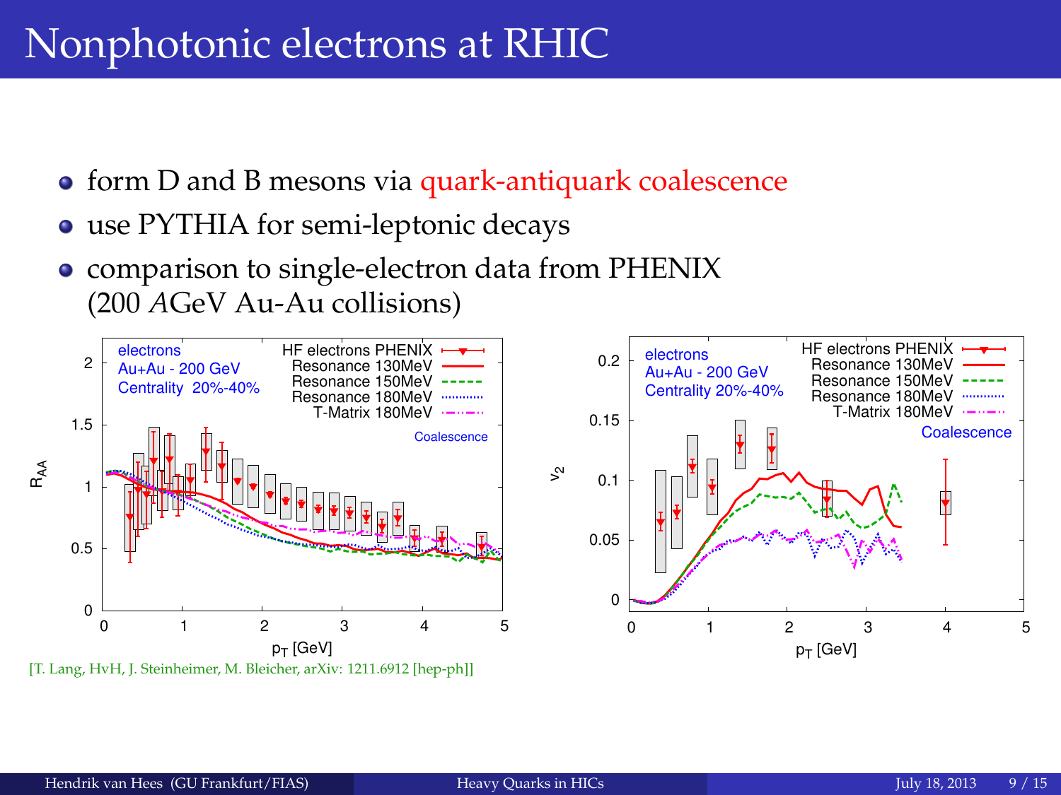# Nonphotonic electrons at RHIC

- form D and B mesons via quark-antiquark coalescence
- use PYTHIA for semi-leptonic decays
- comparison to single-electron data from PHENIX (200 *A*GeV Au-Au collisions)

[T. Lang, HvH, J. Steinheimer, M. Bleicher, arXiv: 1211.6912 [hep-ph]]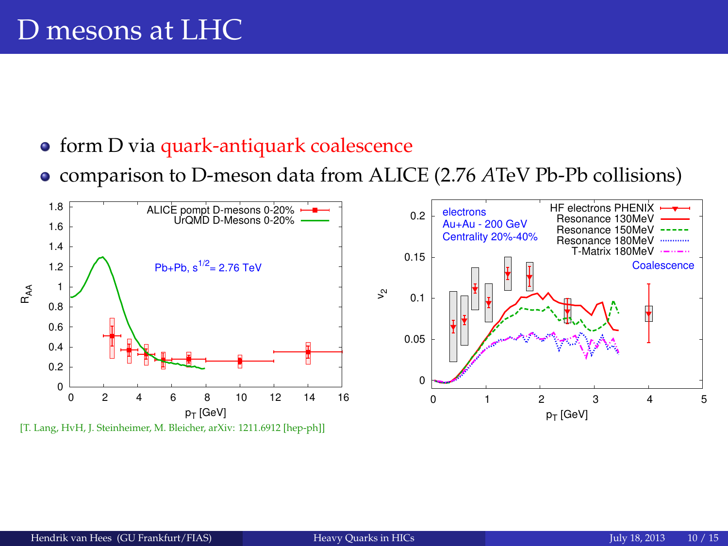# D mesons at LHC

- form D via quark-antiquark coalescence
- comparison to D-meson data from ALICE (2.76 *A*TeV Pb-Pb collisions)

[T. Lang, HvH, J. Steinheimer, M. Bleicher, arXiv: 1211.6912 [hep-ph]]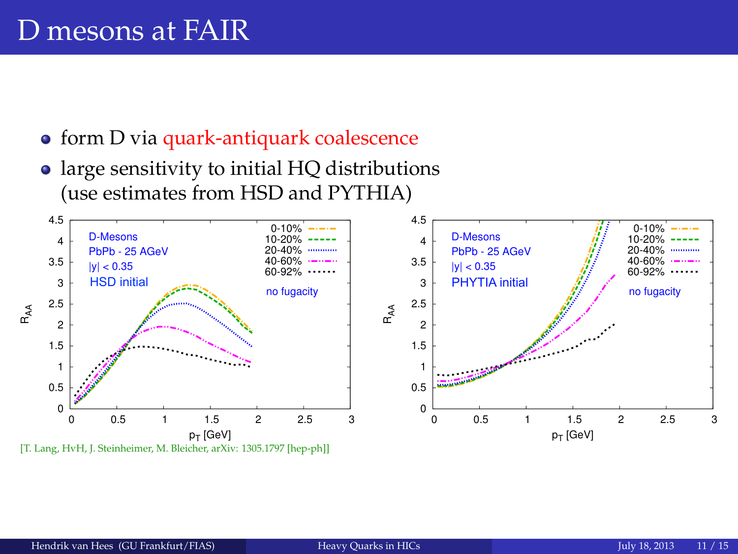# D mesons at FAIR

- form D via quark-antiquark coalescence
- large sensitivity to initial HQ distributions (use estimates from HSD and PYTHIA)

[T. Lang, HvH, J. Steinheimer, M. Bleicher, arXiv: 1305.1797 [hep-ph]]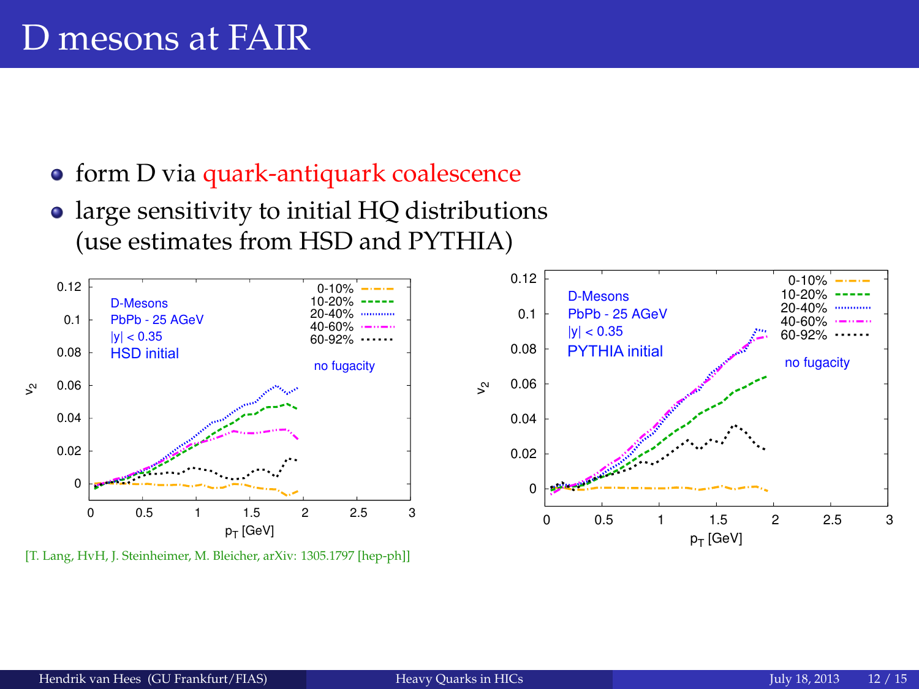# D mesons at FAIR

- form D via quark-antiquark coalescence
- large sensitivity to initial HQ distributions (use estimates from HSD and PYTHIA)

[T. Lang, HvH, J. Steinheimer, M. Bleicher, arXiv: 1305.1797 [hep-ph]]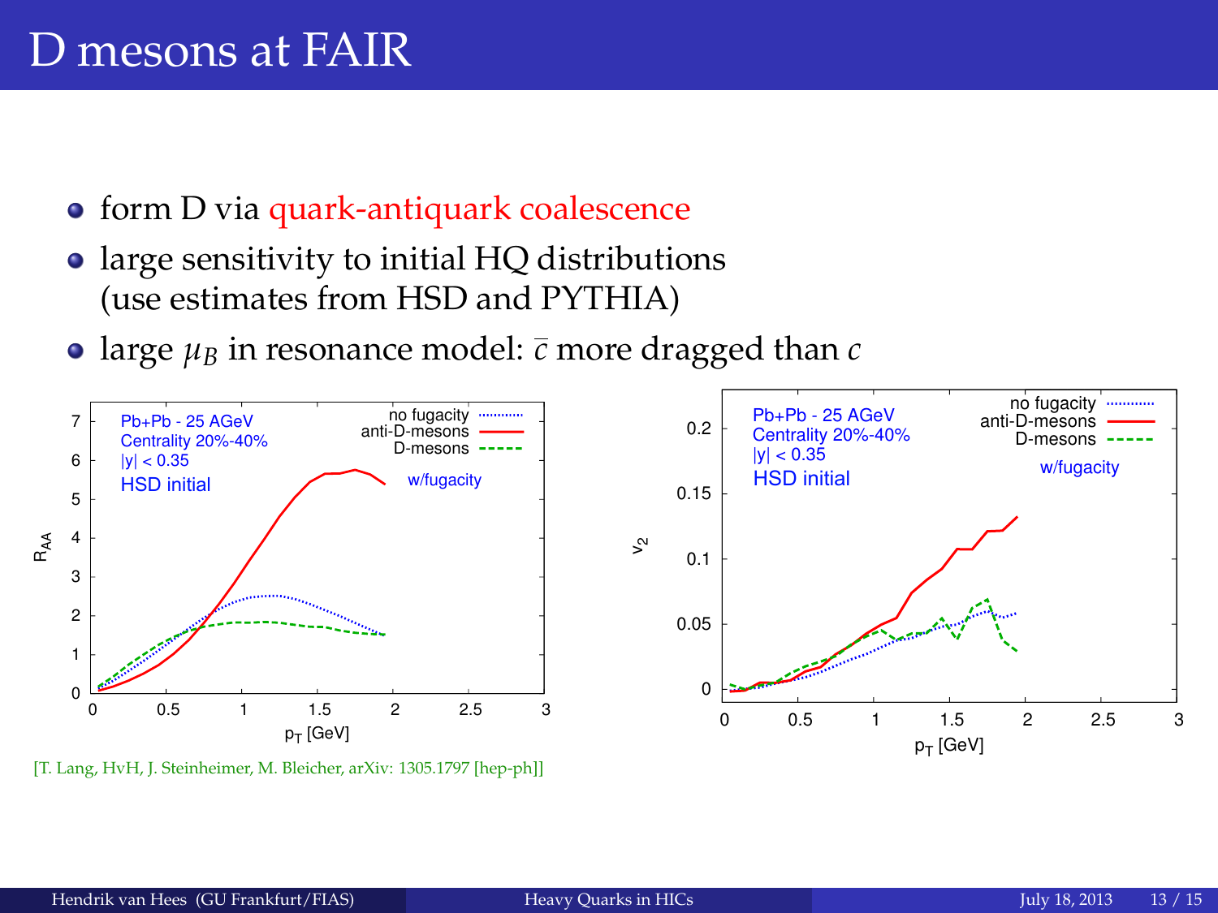# D mesons at FAIR

- form D via quark-antiquark coalescence
- large sensitivity to initial HQ distributions (use estimates from HSD and PYTHIA)
- large $\mu_B$ in resonance model: $\bar{c}$ more dragged than $c$

[T. Lang, HvH, J. Steinheimer, M. Bleicher, arXiv: 1305.1797 [hep-ph]]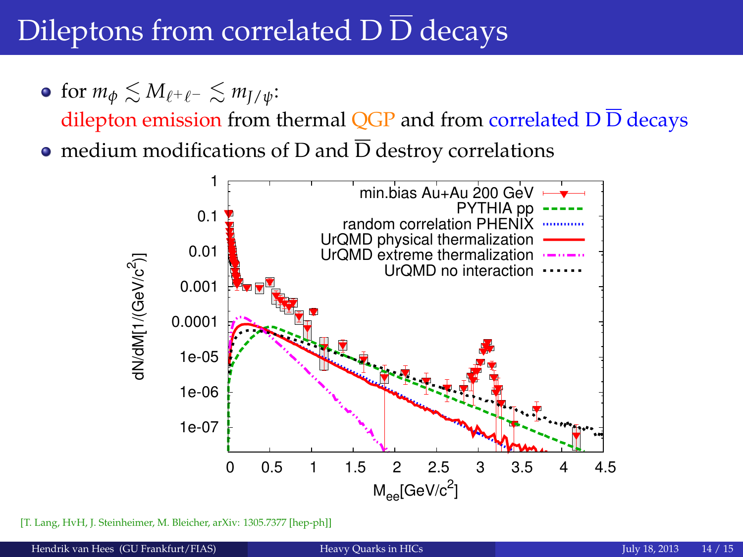# Dileptons from correlated $D\,\overline{D}$ decays

- for $m_\phi \lesssim M_{\ell^+\ell^-} \lesssim m_{J/\psi}$:
  dilepton emission from thermal QGP and from correlated $D\,\overline{D}$ decays
- medium modifications of D and $\overline{D}$ destroy correlations

[T. Lang, HvH, J. Steinheimer, M. Bleicher, arXiv: 1305.7377 [hep-ph]]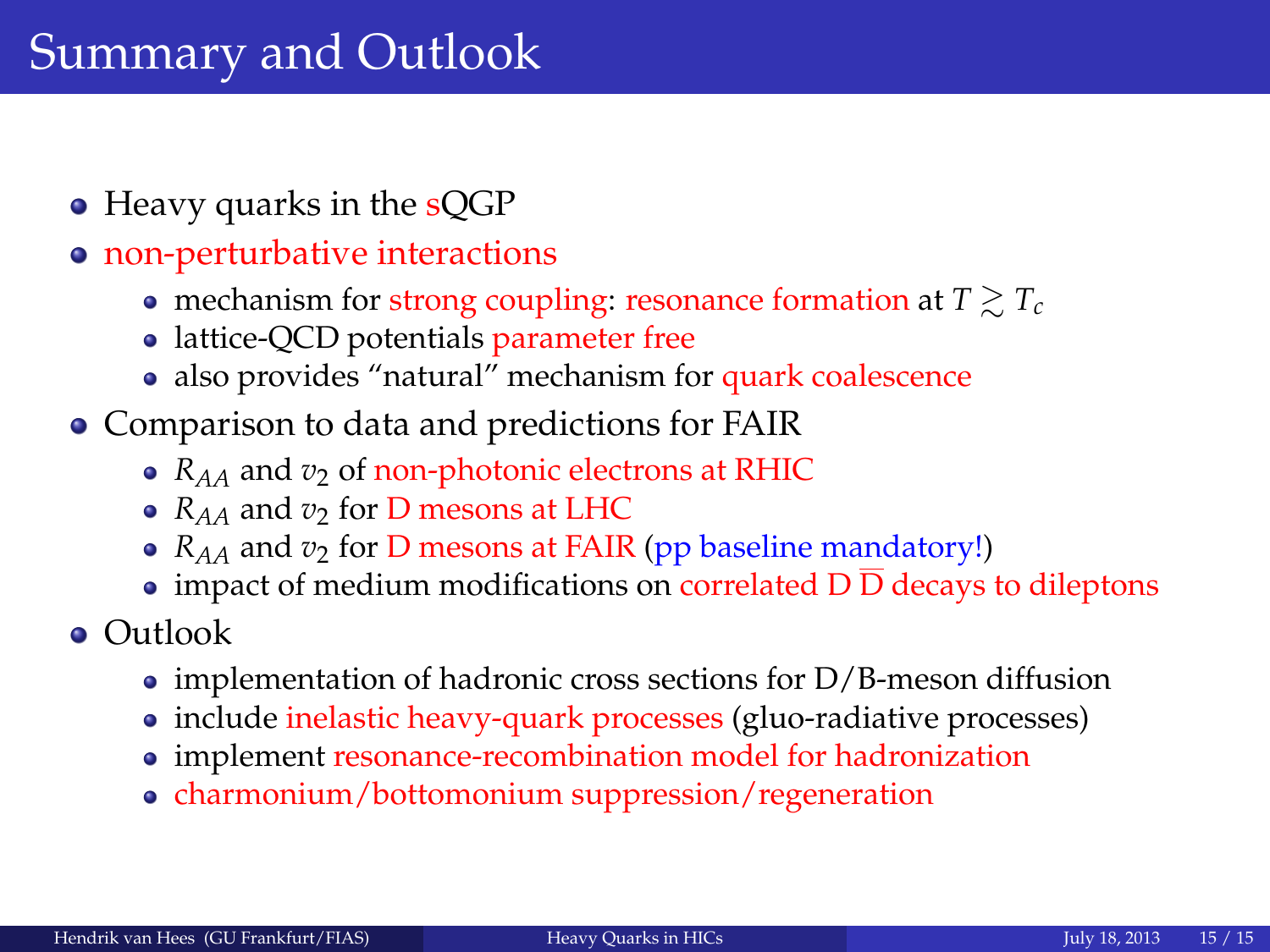# Summary and Outlook

- Heavy quarks in the sQGP
- non-perturbative interactions
  - mechanism for strong coupling: resonance formation at $T \gtrsim T_c$
  - lattice-QCD potentials parameter free
  - also provides "natural" mechanism for quark coalescence
- Comparison to data and predictions for FAIR
  - $R_{AA}$ and $v_2$ of non-photonic electrons at RHIC
  - $R_{AA}$ and $v_2$ for D mesons at LHC
  - $R_{AA}$ and $v_2$ for D mesons at FAIR (pp baseline mandatory!)
  - impact of medium modifications on correlated $D\,\overline{D}$ decays to dileptons
- Outlook
  - implementation of hadronic cross sections for D/B-meson diffusion
  - include inelastic heavy-quark processes (gluo-radiative processes)
  - implement resonance-recombination model for hadronization
  - charmonium/bottomonium suppression/regeneration